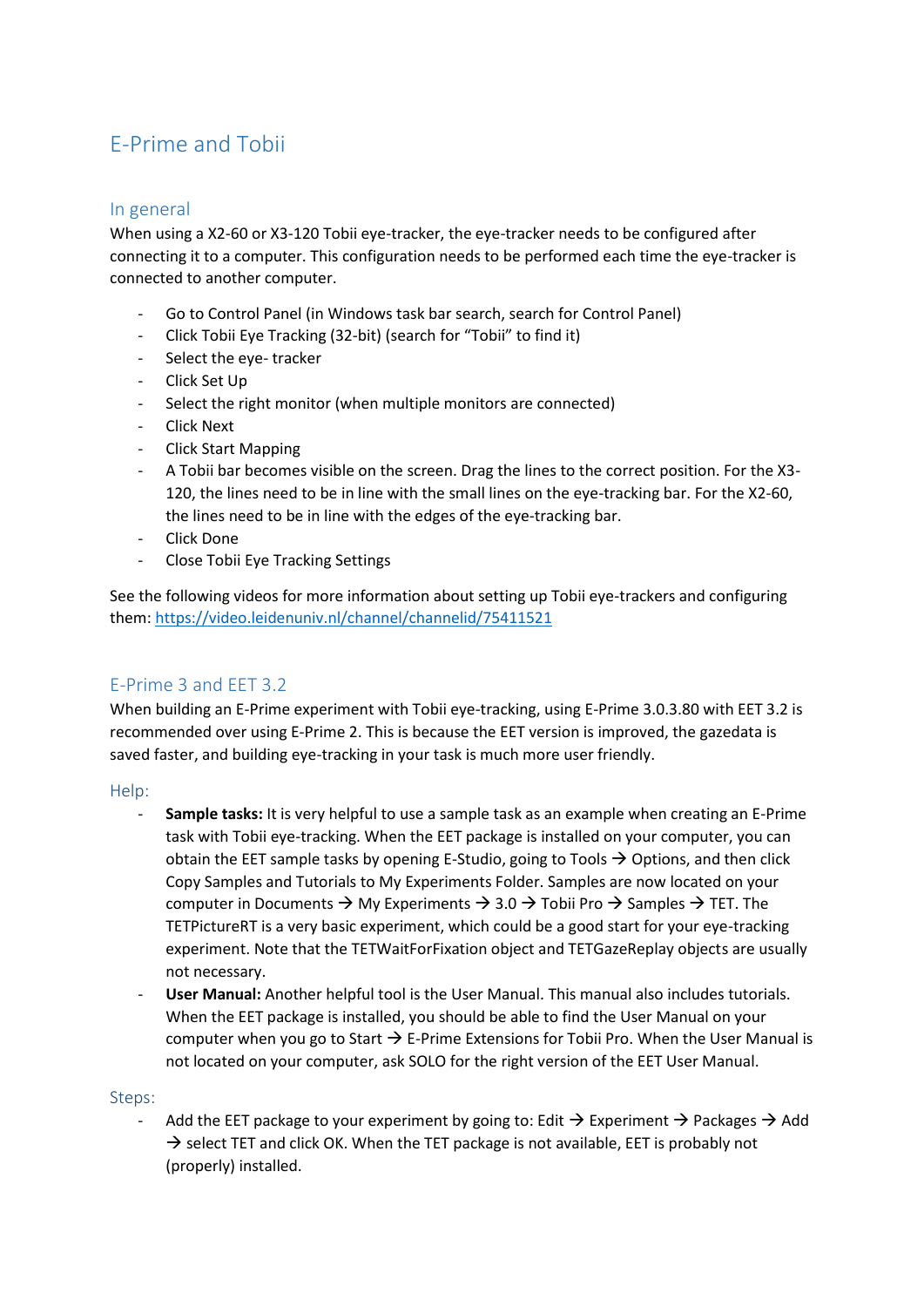# E-Prime and Tobii

## In general

When using a X2-60 or X3-120 Tobii eye-tracker, the eye-tracker needs to be configured after connecting it to a computer. This configuration needs to be performed each time the eye-tracker is connected to another computer.

- Go to Control Panel (in Windows task bar search, search for Control Panel)
- Click Tobii Eye Tracking (32-bit) (search for "Tobii" to find it)
- Select the eye- tracker
- Click Set Up
- Select the right monitor (when multiple monitors are connected)
- Click Next
- Click Start Mapping
- A Tobii bar becomes visible on the screen. Drag the lines to the correct position. For the X3-120, the lines need to be in line with the small lines on the eye-tracking bar. For the X2-60, the lines need to be in line with the edges of the eye-tracking bar.
- Click Done
- Close Tobii Eye Tracking Settings

See the following videos for more information about setting up Tobii eye-trackers and configuring them: [https://video.leidenuniv.nl/channel/channelid/75411521](https://video.leidenuniv.nl/channel/channelid/75411521)

## E-Prime 3 and EET 3.2

When building an E-Prime experiment with Tobii eye-tracking, using E-Prime 3.0.3.80 with EET 3.2 is recommended over using E-Prime 2. This is because the EET version is improved, the gazedata is saved faster, and building eye-tracking in your task is much more user friendly.

### Help:

- **Sample tasks:** It is very helpful to use a sample task as an example when creating an E-Prime task with Tobii eye-tracking. When the EET package is installed on your computer, you can obtain the EET sample tasks by opening E-Studio, going to Tools → Options, and then click Copy Samples and Tutorials to My Experiments Folder. Samples are now located on your computer in Documents → My Experiments → 3.0 → Tobii Pro → Samples → TET. The TETPictureRT is a very basic experiment, which could be a good start for your eye-tracking experiment. Note that the TETWaitForFixation object and TETGazeReplay objects are usually not necessary.
- **User Manual:** Another helpful tool is the User Manual. This manual also includes tutorials. When the EET package is installed, you should be able to find the User Manual on your computer when you go to Start → E-Prime Extensions for Tobii Pro. When the User Manual is not located on your computer, ask SOLO for the right version of the EET User Manual.

### Steps:

- Add the EET package to your experiment by going to: Edit → Experiment → Packages → Add → select TET and click OK. When the TET package is not available, EET is probably not (properly) installed.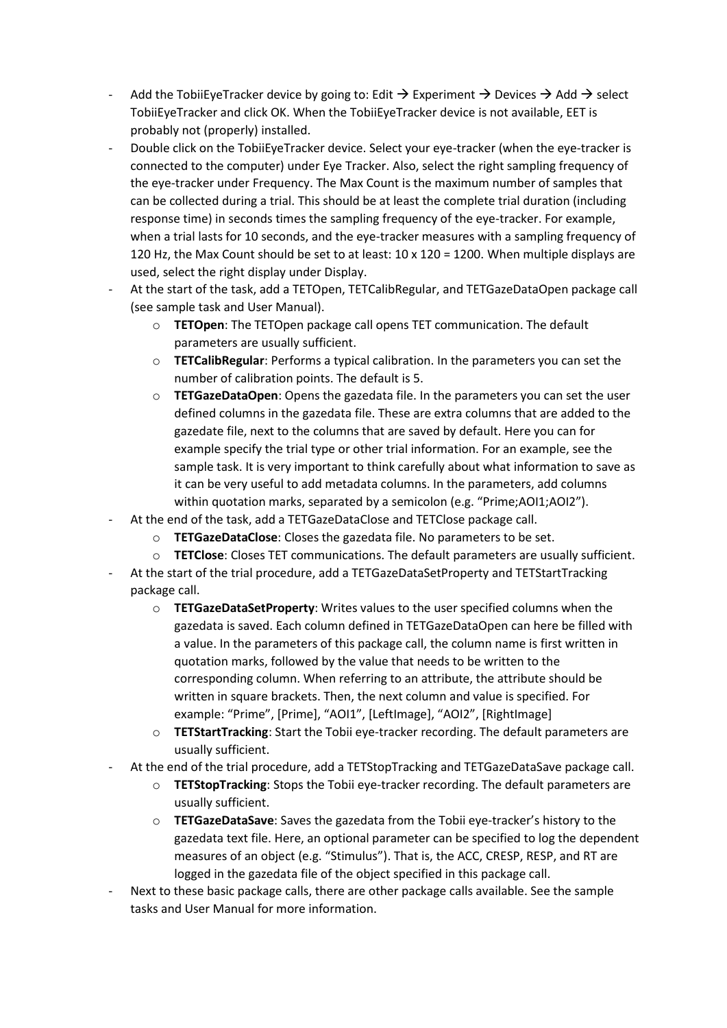- Add the TobiiEyeTracker device by going to: Edit → Experiment → Devices → Add → select TobiiEyeTracker and click OK. When the TobiiEyeTracker device is not available, EET is probably not (properly) installed.
- Double click on the TobiiEyeTracker device. Select your eye-tracker (when the eye-tracker is connected to the computer) under Eye Tracker. Also, select the right sampling frequency of the eye-tracker under Frequency. The Max Count is the maximum number of samples that can be collected during a trial. This should be at least the complete trial duration (including response time) in seconds times the sampling frequency of the eye-tracker. For example, when a trial lasts for 10 seconds, and the eye-tracker measures with a sampling frequency of 120 Hz, the Max Count should be set to at least: 10 x 120 = 1200. When multiple displays are used, select the right display under Display.
- At the start of the task, add a TETOpen, TETCalibRegular, and TETGazeDataOpen package call (see sample task and User Manual).
    - **TETOpen**: The TETOpen package call opens TET communication. The default parameters are usually sufficient.
    - **TETCalibRegular**: Performs a typical calibration. In the parameters you can set the number of calibration points. The default is 5.
    - **TETGazeDataOpen**: Opens the gazedata file. In the parameters you can set the user defined columns in the gazedata file. These are extra columns that are added to the gazedate file, next to the columns that are saved by default. Here you can for example specify the trial type or other trial information. For an example, see the sample task. It is very important to think carefully about what information to save as it can be very useful to add metadata columns. In the parameters, add columns within quotation marks, separated by a semicolon (e.g. "Prime;AOI1;AOI2").
- At the end of the task, add a TETGazeDataClose and TETClose package call.
    - **TETGazeDataClose**: Closes the gazedata file. No parameters to be set.
    - **TETClose**: Closes TET communications. The default parameters are usually sufficient.
- At the start of the trial procedure, add a TETGazeDataSetProperty and TETStartTracking package call.
    - **TETGazeDataSetProperty**: Writes values to the user specified columns when the gazedata is saved. Each column defined in TETGazeDataOpen can here be filled with a value. In the parameters of this package call, the column name is first written in quotation marks, followed by the value that needs to be written to the corresponding column. When referring to an attribute, the attribute should be written in square brackets. Then, the next column and value is specified. For example: "Prime", [Prime], "AOI1", [LeftImage], "AOI2", [RightImage]
    - **TETStartTracking**: Start the Tobii eye-tracker recording. The default parameters are usually sufficient.
- At the end of the trial procedure, add a TETStopTracking and TETGazeDataSave package call.
    - **TETStopTracking**: Stops the Tobii eye-tracker recording. The default parameters are usually sufficient.
    - **TETGazeDataSave**: Saves the gazedata from the Tobii eye-tracker's history to the gazedata text file. Here, an optional parameter can be specified to log the dependent measures of an object (e.g. "Stimulus"). That is, the ACC, CRESP, RESP, and RT are logged in the gazedata file of the object specified in this package call.
- Next to these basic package calls, there are other package calls available. See the sample tasks and User Manual for more information.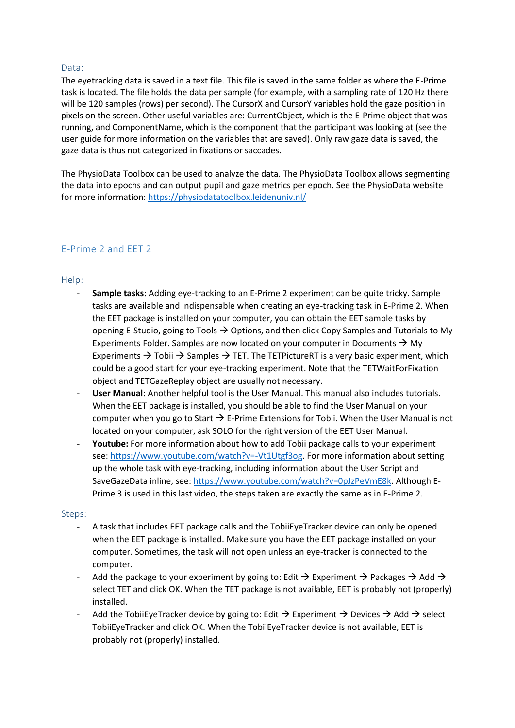### Data:

The eyetracking data is saved in a text file. This file is saved in the same folder as where the E-Prime task is located. The file holds the data per sample (for example, with a sampling rate of 120 Hz there will be 120 samples (rows) per second). The CursorX and CursorY variables hold the gaze position in pixels on the screen. Other useful variables are: CurrentObject, which is the E-Prime object that was running, and ComponentName, which is the component that the participant was looking at (see the user guide for more information on the variables that are saved). Only raw gaze data is saved, the gaze data is thus not categorized in fixations or saccades.

The PhysioData Toolbox can be used to analyze the data. The PhysioData Toolbox allows segmenting the data into epochs and can output pupil and gaze metrics per epoch. See the PhysioData website for more information: https://physiodatatoolbox.leidenuniv.nl/

## E-Prime 2 and EET 2

### Help:

- **Sample tasks:** Adding eye-tracking to an E-Prime 2 experiment can be quite tricky. Sample tasks are available and indispensable when creating an eye-tracking task in E-Prime 2. When the EET package is installed on your computer, you can obtain the EET sample tasks by opening E-Studio, going to Tools → Options, and then click Copy Samples and Tutorials to My Experiments Folder. Samples are now located on your computer in Documents → My Experiments → Tobii → Samples → TET. The TETPictureRT is a very basic experiment, which could be a good start for your eye-tracking experiment. Note that the TETWaitForFixation object and TETGazeReplay object are usually not necessary.
- **User Manual:** Another helpful tool is the User Manual. This manual also includes tutorials. When the EET package is installed, you should be able to find the User Manual on your computer when you go to Start → E-Prime Extensions for Tobii. When the User Manual is not located on your computer, ask SOLO for the right version of the EET User Manual.
- **Youtube:** For more information about how to add Tobii package calls to your experiment see: https://www.youtube.com/watch?v=-Vt1Utgf3og. For more information about setting up the whole task with eye-tracking, including information about the User Script and SaveGazeData inline, see: https://www.youtube.com/watch?v=0pJzPeVmE8k. Although E-Prime 3 is used in this last video, the steps taken are exactly the same as in E-Prime 2.

### Steps:

- A task that includes EET package calls and the TobiiEyeTracker device can only be opened when the EET package is installed. Make sure you have the EET package installed on your computer. Sometimes, the task will not open unless an eye-tracker is connected to the computer.
- Add the package to your experiment by going to: Edit → Experiment → Packages → Add → select TET and click OK. When the TET package is not available, EET is probably not (properly) installed.
- Add the TobiiEyeTracker device by going to: Edit → Experiment → Devices → Add → select TobiiEyeTracker and click OK. When the TobiiEyeTracker device is not available, EET is probably not (properly) installed.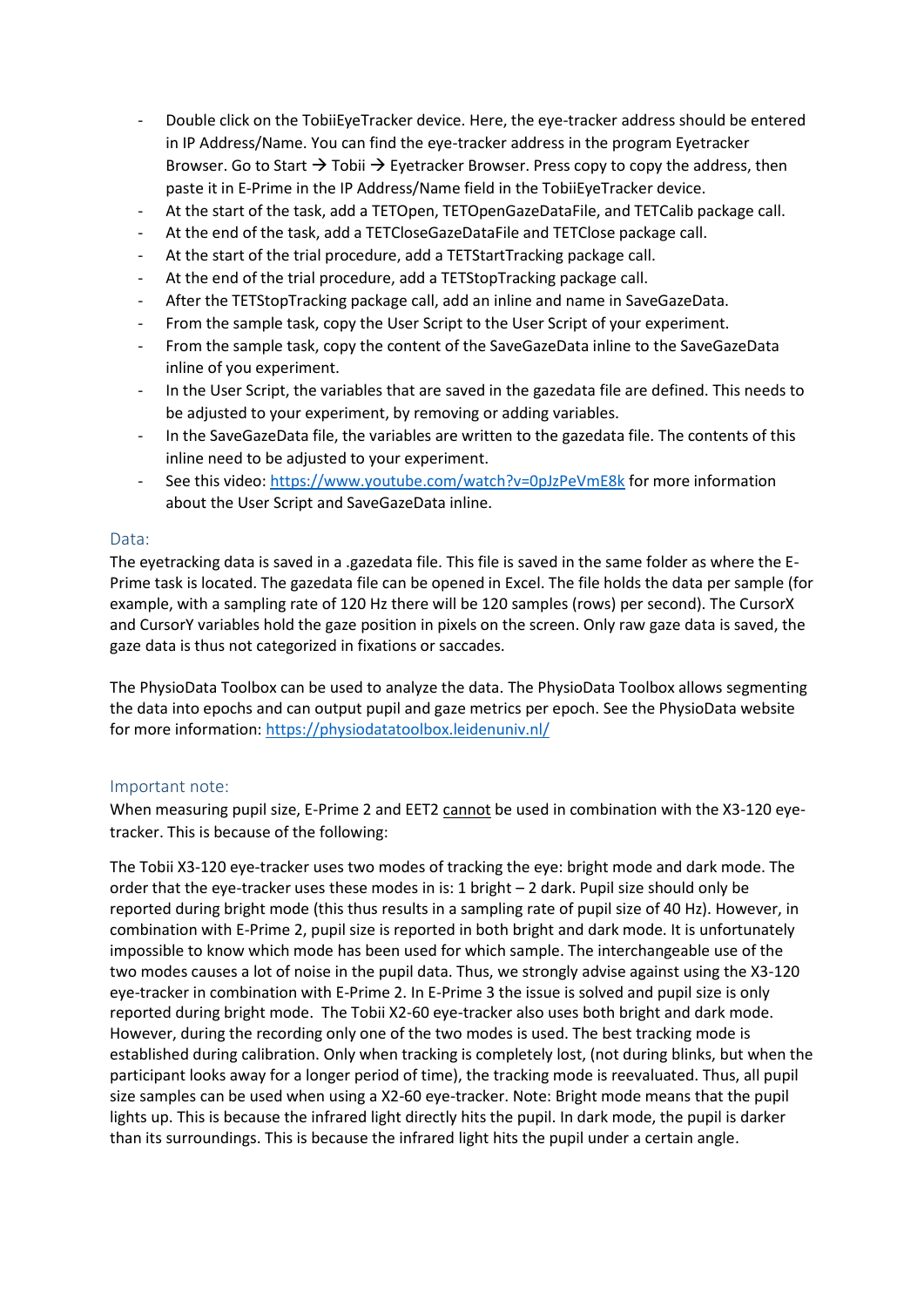- Double click on the TobiiEyeTracker device. Here, the eye-tracker address should be entered in IP Address/Name. You can find the eye-tracker address in the program Eyetracker Browser. Go to Start → Tobii → Eyetracker Browser. Press copy to copy the address, then paste it in E-Prime in the IP Address/Name field in the TobiiEyeTracker device.
- At the start of the task, add a TETOpen, TETOpenGazeDataFile, and TETCalib package call.
- At the end of the task, add a TETCloseGazeDataFile and TETClose package call.
- At the start of the trial procedure, add a TETStartTracking package call.
- At the end of the trial procedure, add a TETStopTracking package call.
- After the TETStopTracking package call, add an inline and name in SaveGazeData.
- From the sample task, copy the User Script to the User Script of your experiment.
- From the sample task, copy the content of the SaveGazeData inline to the SaveGazeData inline of you experiment.
- In the User Script, the variables that are saved in the gazedata file are defined. This needs to be adjusted to your experiment, by removing or adding variables.
- In the SaveGazeData file, the variables are written to the gazedata file. The contents of this inline need to be adjusted to your experiment.
- See this video: https://www.youtube.com/watch?v=0pJzPeVmE8k for more information about the User Script and SaveGazeData inline.

## Data:

The eyetracking data is saved in a .gazedata file. This file is saved in the same folder as where the E-Prime task is located. The gazedata file can be opened in Excel. The file holds the data per sample (for example, with a sampling rate of 120 Hz there will be 120 samples (rows) per second). The CursorX and CursorY variables hold the gaze position in pixels on the screen. Only raw gaze data is saved, the gaze data is thus not categorized in fixations or saccades.

The PhysioData Toolbox can be used to analyze the data. The PhysioData Toolbox allows segmenting the data into epochs and can output pupil and gaze metrics per epoch. See the PhysioData website for more information: https://physiodatatoolbox.leidenuniv.nl/

## Important note:

When measuring pupil size, E-Prime 2 and EET2 <u>cannot</u> be used in combination with the X3-120 eye-tracker. This is because of the following:

The Tobii X3-120 eye-tracker uses two modes of tracking the eye: bright mode and dark mode. The order that the eye-tracker uses these modes in is: 1 bright – 2 dark. Pupil size should only be reported during bright mode (this thus results in a sampling rate of pupil size of 40 Hz). However, in combination with E-Prime 2, pupil size is reported in both bright and dark mode. It is unfortunately impossible to know which mode has been used for which sample. The interchangeable use of the two modes causes a lot of noise in the pupil data. Thus, we strongly advise against using the X3-120 eye-tracker in combination with E-Prime 2. In E-Prime 3 the issue is solved and pupil size is only reported during bright mode. The Tobii X2-60 eye-tracker also uses both bright and dark mode. However, during the recording only one of the two modes is used. The best tracking mode is established during calibration. Only when tracking is completely lost, (not during blinks, but when the participant looks away for a longer period of time), the tracking mode is reevaluated. Thus, all pupil size samples can be used when using a X2-60 eye-tracker. Note: Bright mode means that the pupil lights up. This is because the infrared light directly hits the pupil. In dark mode, the pupil is darker than its surroundings. This is because the infrared light hits the pupil under a certain angle.